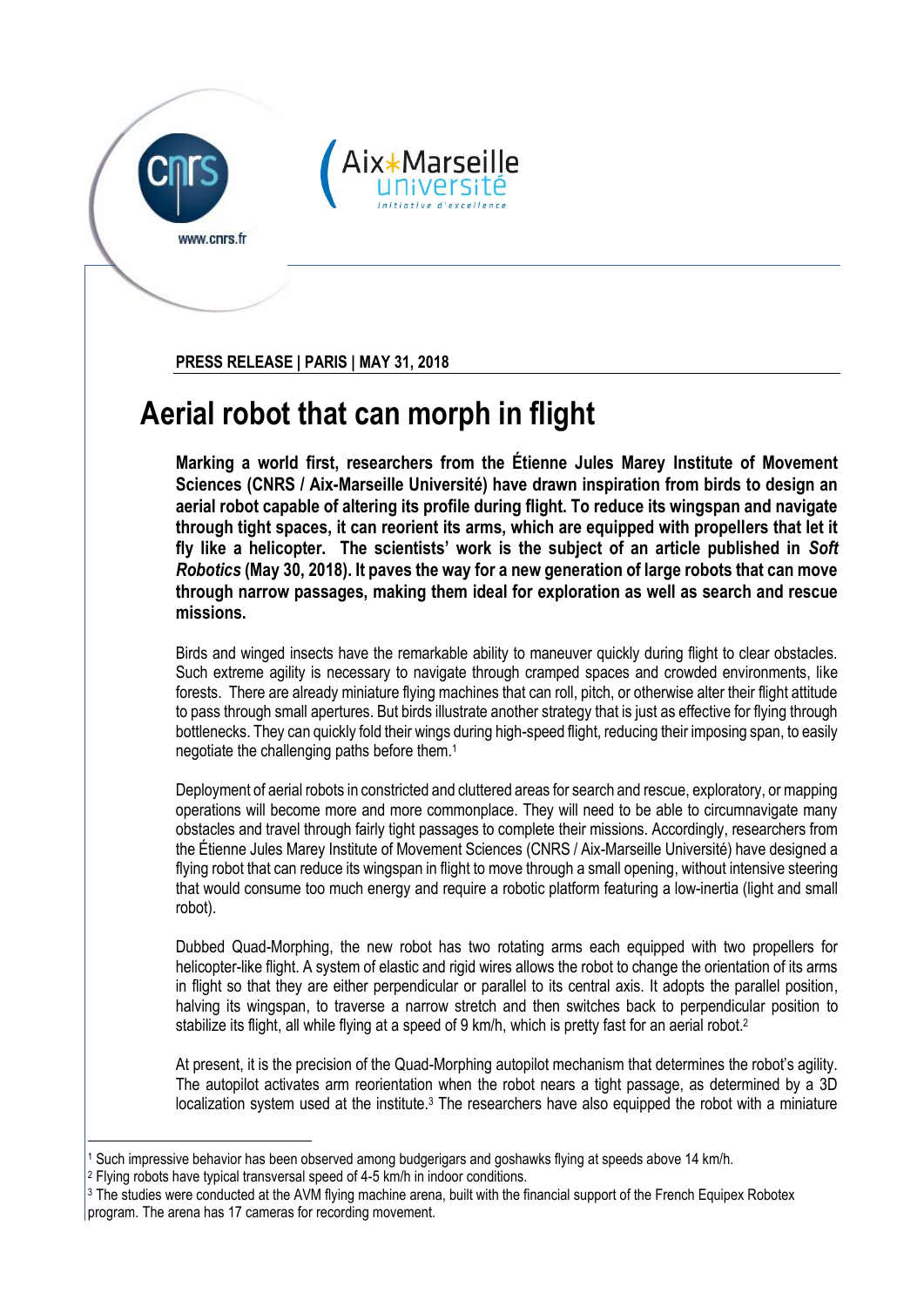PRESS RELEASE | PARIS | MAY 31, 2018

# Aerial robot that can morph in flight

**Marking a world first, researchers from the Étienne Jules Marey Institute of Movement Sciences (CNRS / Aix-Marseille Université) have drawn inspiration from birds to design an aerial robot capable of altering its profile during flight. To reduce its wingspan and navigate through tight spaces, it can reorient its arms, which are equipped with propellers that let it fly like a helicopter. The scientists' work is the subject of an article published in *Soft Robotics* (May 30, 2018). It paves the way for a new generation of large robots that can move through narrow passages, making them ideal for exploration as well as search and rescue missions.**

Birds and winged insects have the remarkable ability to maneuver quickly during flight to clear obstacles. Such extreme agility is necessary to navigate through cramped spaces and crowded environments, like forests. There are already miniature flying machines that can roll, pitch, or otherwise alter their flight attitude to pass through small apertures. But birds illustrate another strategy that is just as effective for flying through bottlenecks. They can quickly fold their wings during high-speed flight, reducing their imposing span, to easily negotiate the challenging paths before them.[1]

Deployment of aerial robots in constricted and cluttered areas for search and rescue, exploratory, or mapping operations will become more and more commonplace. They will need to be able to circumnavigate many obstacles and travel through fairly tight passages to complete their missions. Accordingly, researchers from the Étienne Jules Marey Institute of Movement Sciences (CNRS / Aix-Marseille Université) have designed a flying robot that can reduce its wingspan in flight to move through a small opening, without intensive steering that would consume too much energy and require a robotic platform featuring a low-inertia (light and small robot).

Dubbed Quad-Morphing, the new robot has two rotating arms each equipped with two propellers for helicopter-like flight. A system of elastic and rigid wires allows the robot to change the orientation of its arms in flight so that they are either perpendicular or parallel to its central axis. It adopts the parallel position, halving its wingspan, to traverse a narrow stretch and then switches back to perpendicular position to stabilize its flight, all while flying at a speed of 9 km/h, which is pretty fast for an aerial robot.[2]

At present, it is the precision of the Quad-Morphing autopilot mechanism that determines the robot's agility. The autopilot activates arm reorientation when the robot nears a tight passage, as determined by a 3D localization system used at the institute.[3] The researchers have also equipped the robot with a miniature

---

[1] Such impressive behavior has been observed among budgerigars and goshawks flying at speeds above 14 km/h.

[2] Flying robots have typical transversal speed of 4-5 km/h in indoor conditions.

[3] The studies were conducted at the AVM flying machine arena, built with the financial support of the French Equipex Robotex program. The arena has 17 cameras for recording movement.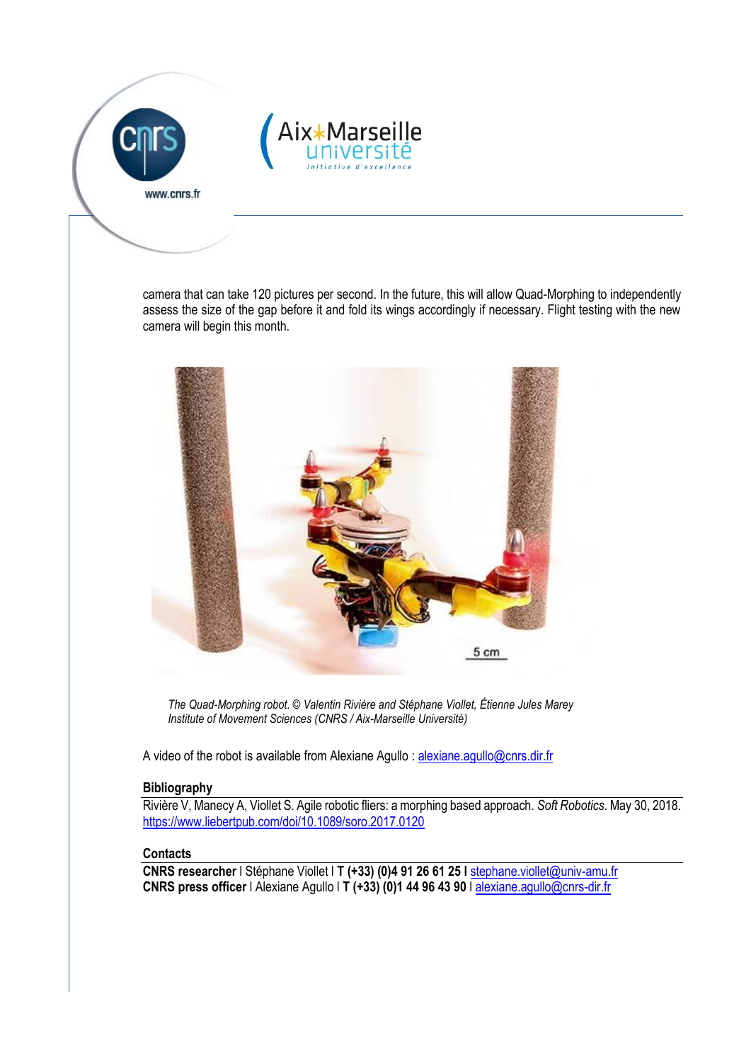camera that can take 120 pictures per second. In the future, this will allow Quad-Morphing to independently assess the size of the gap before it and fold its wings accordingly if necessary. Flight testing with the new camera will begin this month.

5 cm

*The Quad-Morphing robot. © Valentin Rivière and Stéphane Viollet, Étienne Jules Marey Institute of Movement Sciences (CNRS / Aix-Marseille Université)*

A video of the robot is available from Alexiane Agullo : alexiane.agullo@cnrs.dir.fr

**Bibliography**

Rivière V, Manecy A, Viollet S. Agile robotic fliers: a morphing based approach. *Soft Robotics*. May 30, 2018. https://www.liebertpub.com/doi/10.1089/soro.2017.0120

**Contacts**

**CNRS researcher** I Stéphane Viollet I **T (+33) (0)4 91 26 61 25 I** stephane.viollet@univ-amu.fr
**CNRS press officer** I Alexiane Agullo I **T (+33) (0)1 44 96 43 90** I alexiane.agullo@cnrs-dir.fr